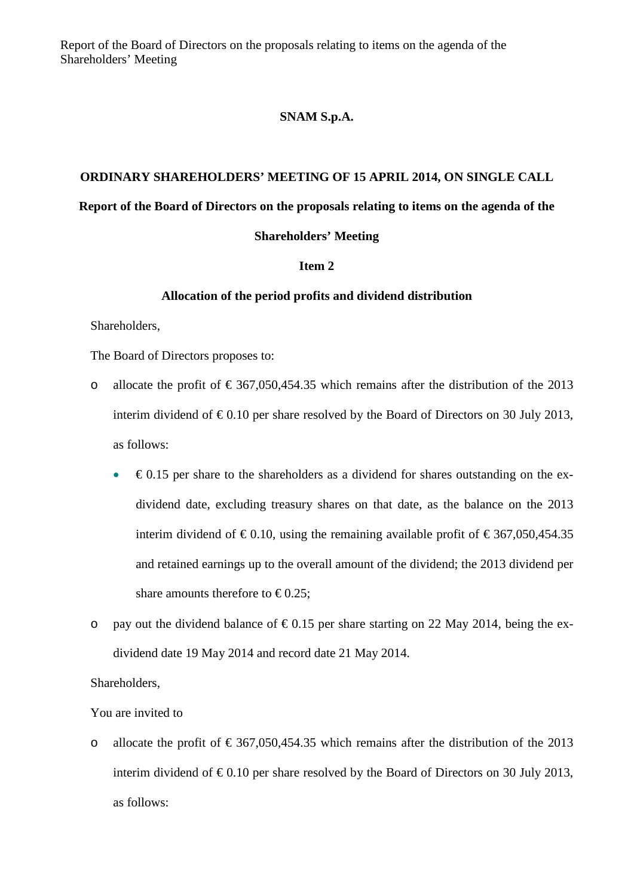**SNAM S.p.A.**

**ORDINARY SHAREHOLDERS' MEETING OF 15 APRIL 2014, ON SINGLE CALL**

**Report of the Board of Directors on the proposals relating to items on the agenda of the Shareholders' Meeting**

**Item 2**

**Allocation of the period profits and dividend distribution**

Shareholders,

The Board of Directors proposes to:

- allocate the profit of € 367,050,454.35 which remains after the distribution of the 2013 interim dividend of € 0.10 per share resolved by the Board of Directors on 30 July 2013, as follows:
  - € 0.15 per share to the shareholders as a dividend for shares outstanding on the ex-dividend date, excluding treasury shares on that date, as the balance on the 2013 interim dividend of € 0.10, using the remaining available profit of € 367,050,454.35 and retained earnings up to the overall amount of the dividend; the 2013 dividend per share amounts therefore to € 0.25;
- pay out the dividend balance of € 0.15 per share starting on 22 May 2014, being the ex-dividend date 19 May 2014 and record date 21 May 2014.

Shareholders,

You are invited to

- allocate the profit of € 367,050,454.35 which remains after the distribution of the 2013 interim dividend of € 0.10 per share resolved by the Board of Directors on 30 July 2013, as follows: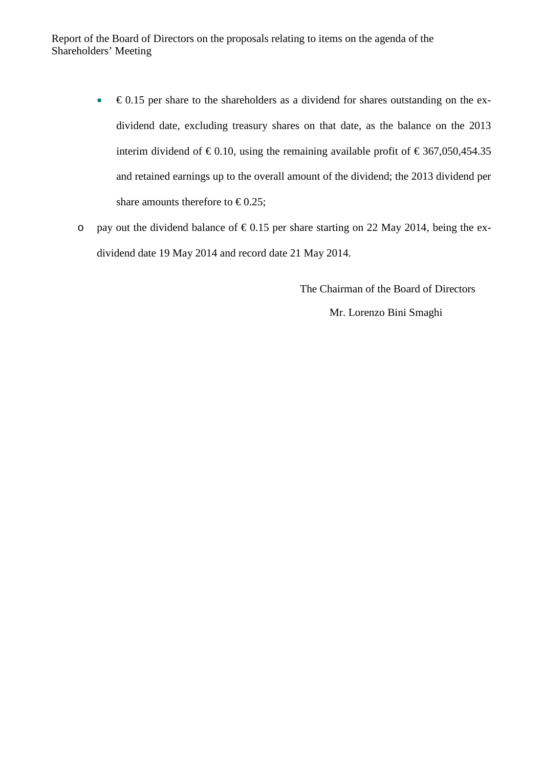- € 0.15 per share to the shareholders as a dividend for shares outstanding on the ex-dividend date, excluding treasury shares on that date, as the balance on the 2013 interim dividend of € 0.10, using the remaining available profit of € 367,050,454.35 and retained earnings up to the overall amount of the dividend; the 2013 dividend per share amounts therefore to € 0.25;

- pay out the dividend balance of € 0.15 per share starting on 22 May 2014, being the ex-dividend date 19 May 2014 and record date 21 May 2014.

The Chairman of the Board of Directors

Mr. Lorenzo Bini Smaghi